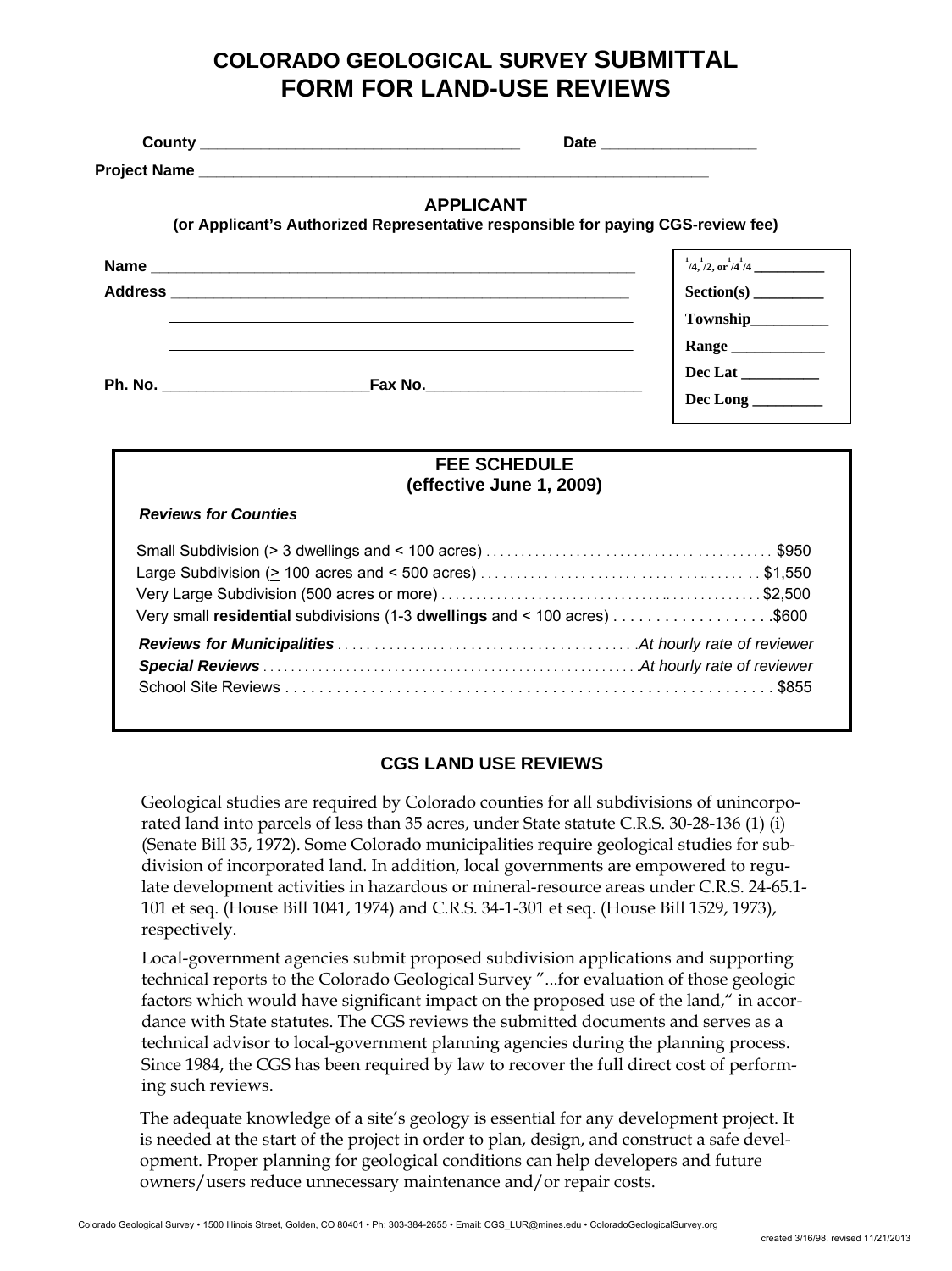# COLORADO GEOLOGICAL SURVEY SUBMITTAL FORM FOR LAND-USE REVIEWS

**County** ___________________________________ **Date** _________________

**Project Name** ___________________________________________________________

## APPLICANT

**(or Applicant's Authorized Representative responsible for paying CGS-review fee)**

**Name** ___________________________________________________________

**Address** _______________________________________________________

_______________________________________________________

_______________________________________________________

**Ph. No.** _______________________ **Fax No.** _________________________

**1/4, 1/2, or 1/4 1/4** __________

**Section(s)** _________

**Township** __________

**Range** ____________

**Dec Lat** __________

**Dec Long** _________

## FEE SCHEDULE
**(effective June 1, 2009)**

***Reviews for Counties***

| | |
|---|---|
| Small Subdivision (> 3 dwellings and < 100 acres) | $950 |
| Large Subdivision (≥ 100 acres and < 500 acres) | $1,550 |
| Very Large Subdivision (500 acres or more) | $2,500 |
| Very small **residential** subdivisions (1-3 **dwellings** and < 100 acres) | $600 |
| ***Reviews for Municipalities*** | *At hourly rate of reviewer* |
| ***Special Reviews*** | *At hourly rate of reviewer* |
| School Site Reviews | $855 |

## CGS LAND USE REVIEWS

Geological studies are required by Colorado counties for all subdivisions of unincorporated land into parcels of less than 35 acres, under State statute C.R.S. 30-28-136 (1) (i) (Senate Bill 35, 1972). Some Colorado municipalities require geological studies for subdivision of incorporated land. In addition, local governments are empowered to regulate development activities in hazardous or mineral-resource areas under C.R.S. 24-65.1-101 et seq. (House Bill 1041, 1974) and C.R.S. 34-1-301 et seq. (House Bill 1529, 1973), respectively.

Local-government agencies submit proposed subdivision applications and supporting technical reports to the Colorado Geological Survey "...for evaluation of those geologic factors which would have significant impact on the proposed use of the land," in accordance with State statutes. The CGS reviews the submitted documents and serves as a technical advisor to local-government planning agencies during the planning process. Since 1984, the CGS has been required by law to recover the full direct cost of performing such reviews.

The adequate knowledge of a site's geology is essential for any development project. It is needed at the start of the project in order to plan, design, and construct a safe development. Proper planning for geological conditions can help developers and future owners/users reduce unnecessary maintenance and/or repair costs.

Colorado Geological Survey • 1500 Illinois Street, Golden, CO 80401 • Ph: 303-384-2655 • Email: CGS_LUR@mines.edu • ColoradoGeologicalSurvey.org

created 3/16/98, revised 11/21/2013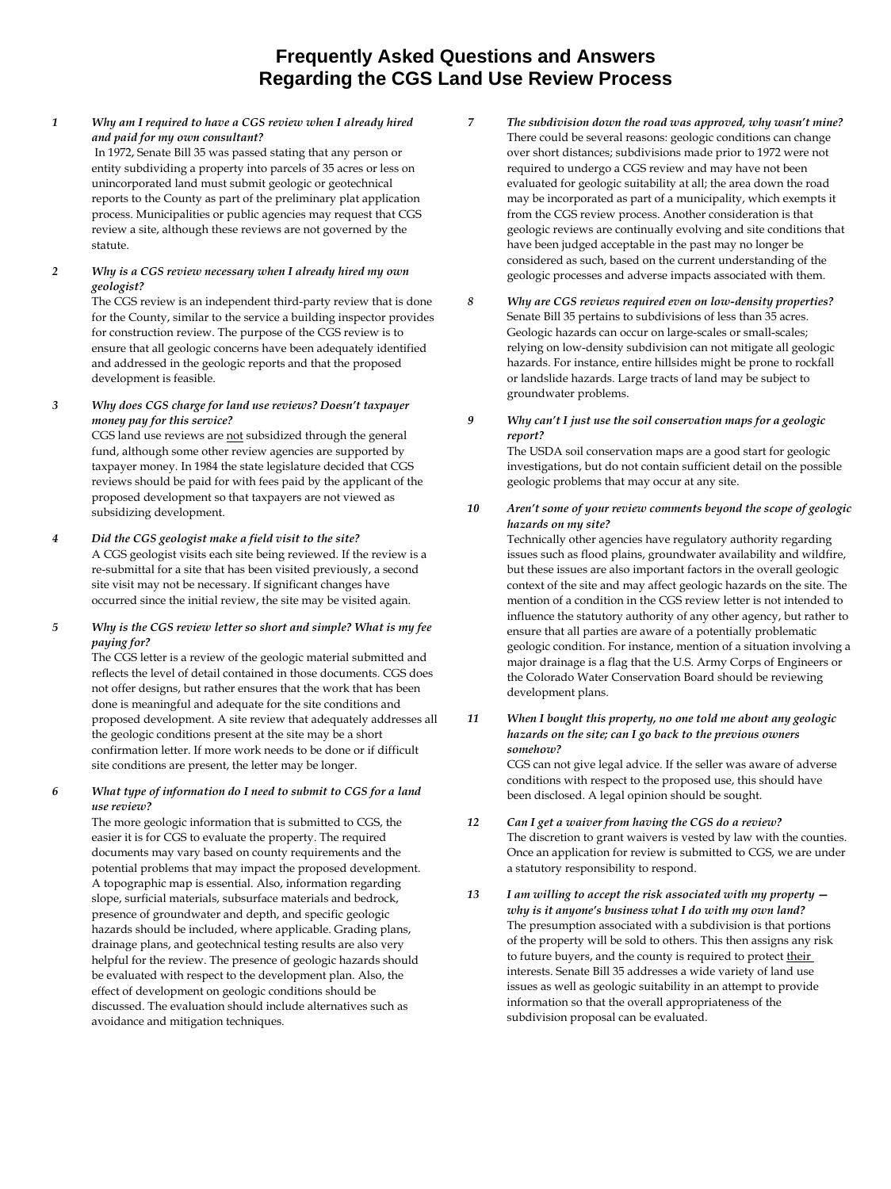# Frequently Asked Questions and Answers Regarding the CGS Land Use Review Process

**1 *Why am I required to have a CGS review when I already hired and paid for my own consultant?***

In 1972, Senate Bill 35 was passed stating that any person or entity subdividing a property into parcels of 35 acres or less on unincorporated land must submit geologic or geotechnical reports to the County as part of the preliminary plat application process. Municipalities or public agencies may request that CGS review a site, although these reviews are not governed by the statute.

**2 *Why is a CGS review necessary when I already hired my own geologist?***

The CGS review is an independent third-party review that is done for the County, similar to the service a building inspector provides for construction review. The purpose of the CGS review is to ensure that all geologic concerns have been adequately identified and addressed in the geologic reports and that the proposed development is feasible.

**3 *Why does CGS charge for land use reviews? Doesn't taxpayer money pay for this service?***

CGS land use reviews are <u>not</u> subsidized through the general fund, although some other review agencies are supported by taxpayer money. In 1984 the state legislature decided that CGS reviews should be paid for with fees paid by the applicant of the proposed development so that taxpayers are not viewed as subsidizing development.

**4 *Did the CGS geologist make a field visit to the site?***

A CGS geologist visits each site being reviewed. If the review is a re-submittal for a site that has been visited previously, a second site visit may not be necessary. If significant changes have occurred since the initial review, the site may be visited again.

**5 *Why is the CGS review letter so short and simple? What is my fee paying for?***

The CGS letter is a review of the geologic material submitted and reflects the level of detail contained in those documents. CGS does not offer designs, but rather ensures that the work that has been done is meaningful and adequate for the site conditions and proposed development. A site review that adequately addresses all the geologic conditions present at the site may be a short confirmation letter. If more work needs to be done or if difficult site conditions are present, the letter may be longer.

**6 *What type of information do I need to submit to CGS for a land use review?***

The more geologic information that is submitted to CGS, the easier it is for CGS to evaluate the property. The required documents may vary based on county requirements and the potential problems that may impact the proposed development. A topographic map is essential. Also, information regarding slope, surficial materials, subsurface materials and bedrock, presence of groundwater and depth, and specific geologic hazards should be included, where applicable. Grading plans, drainage plans, and geotechnical testing results are also very helpful for the review. The presence of geologic hazards should be evaluated with respect to the development plan. Also, the effect of development on geologic conditions should be discussed. The evaluation should include alternatives such as avoidance and mitigation techniques.

**7 *The subdivision down the road was approved, why wasn't mine?***

There could be several reasons: geologic conditions can change over short distances; subdivisions made prior to 1972 were not required to undergo a CGS review and may have not been evaluated for geologic suitability at all; the area down the road may be incorporated as part of a municipality, which exempts it from the CGS review process. Another consideration is that geologic reviews are continually evolving and site conditions that have been judged acceptable in the past may no longer be considered as such, based on the current understanding of the geologic processes and adverse impacts associated with them.

**8 *Why are CGS reviews required even on low-density properties?***

Senate Bill 35 pertains to subdivisions of less than 35 acres. Geologic hazards can occur on large-scales or small-scales; relying on low-density subdivision can not mitigate all geologic hazards. For instance, entire hillsides might be prone to rockfall or landslide hazards. Large tracts of land may be subject to groundwater problems.

**9 *Why can't I just use the soil conservation maps for a geologic report?***

The USDA soil conservation maps are a good start for geologic investigations, but do not contain sufficient detail on the possible geologic problems that may occur at any site.

**10 *Aren't some of your review comments beyond the scope of geologic hazards on my site?***

Technically other agencies have regulatory authority regarding issues such as flood plains, groundwater availability and wildfire, but these issues are also important factors in the overall geologic context of the site and may affect geologic hazards on the site. The mention of a condition in the CGS review letter is not intended to influence the statutory authority of any other agency, but rather to ensure that all parties are aware of a potentially problematic geologic condition. For instance, mention of a situation involving a major drainage is a flag that the U.S. Army Corps of Engineers or the Colorado Water Conservation Board should be reviewing development plans.

**11 *When I bought this property, no one told me about any geologic hazards on the site; can I go back to the previous owners somehow?***

CGS can not give legal advice. If the seller was aware of adverse conditions with respect to the proposed use, this should have been disclosed. A legal opinion should be sought.

**12 *Can I get a waiver from having the CGS do a review?***

The discretion to grant waivers is vested by law with the counties. Once an application for review is submitted to CGS, we are under a statutory responsibility to respond.

**13 *I am willing to accept the risk associated with my property — why is it anyone's business what I do with my own land?***

The presumption associated with a subdivision is that portions of the property will be sold to others. This then assigns any risk to future buyers, and the county is required to protect <u>their</u> interests. Senate Bill 35 addresses a wide variety of land use issues as well as geologic suitability in an attempt to provide information so that the overall appropriateness of the subdivision proposal can be evaluated.